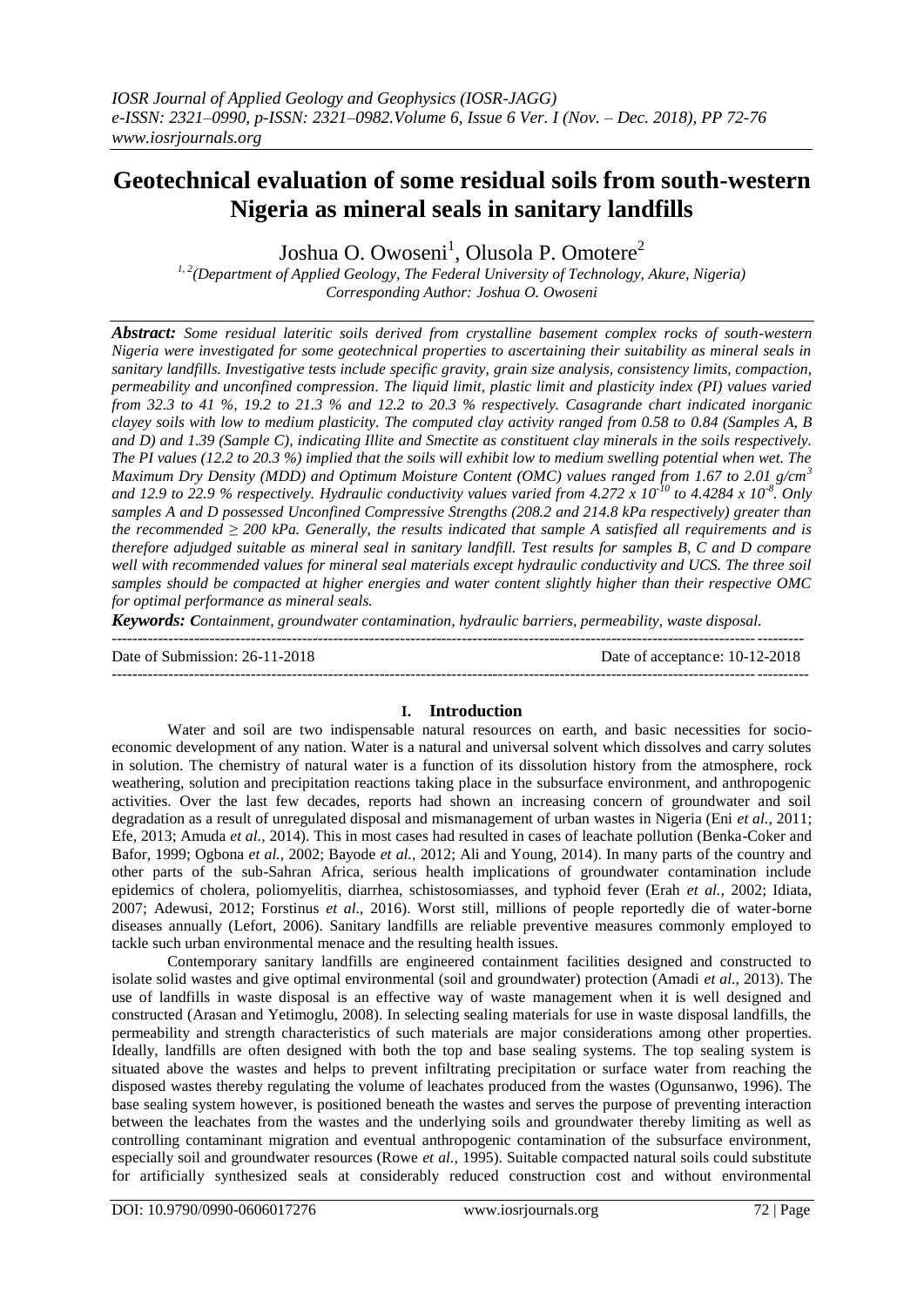# Geotechnical evaluation of some residual soils from south-western Nigeria as mineral seals in sanitary landfills

Joshua O. Owoseni[1], Olusola P. Omotere[2]

[1, 2](Department of Applied Geology, The Federal University of Technology, Akure, Nigeria)
Corresponding Author: Joshua O. Owoseni

***Abstract:*** *Some residual lateritic soils derived from crystalline basement complex rocks of south-western Nigeria were investigated for some geotechnical properties to ascertaining their suitability as mineral seals in sanitary landfills. Investigative tests include specific gravity, grain size analysis, consistency limits, compaction, permeability and unconfined compression. The liquid limit, plastic limit and plasticity index (PI) values varied from 32.3 to 41 %, 19.2 to 21.3 % and 12.2 to 20.3 % respectively. Casagrande chart indicated inorganic clayey soils with low to medium plasticity. The computed clay activity ranged from 0.58 to 0.84 (Samples A, B and D) and 1.39 (Sample C), indicating Illite and Smectite as constituent clay minerals in the soils respectively. The PI values (12.2 to 20.3 %) implied that the soils will exhibit low to medium swelling potential when wet. The Maximum Dry Density (MDD) and Optimum Moisture Content (OMC) values ranged from 1.67 to 2.01 g/cm$^3$ and 12.9 to 22.9 % respectively. Hydraulic conductivity values varied from 4.272 x $10^{-10}$ to 4.4284 x $10^{-8}$. Only samples A and D possessed Unconfined Compressive Strengths (208.2 and 214.8 kPa respectively) greater than the recommended ≥ 200 kPa. Generally, the results indicated that sample A satisfied all requirements and is therefore adjudged suitable as mineral seal in sanitary landfill. Test results for samples B, C and D compare well with recommended values for mineral seal materials except hydraulic conductivity and UCS. The three soil samples should be compacted at higher energies and water content slightly higher than their respective OMC for optimal performance as mineral seals.*

***Keywords:*** *Containment, groundwater contamination, hydraulic barriers, permeability, waste disposal.*

---

Date of Submission: 26-11-2018 Date of acceptance: 10-12-2018

---

## I. Introduction

Water and soil are two indispensable natural resources on earth, and basic necessities for socio-economic development of any nation. Water is a natural and universal solvent which dissolves and carry solutes in solution. The chemistry of natural water is a function of its dissolution history from the atmosphere, rock weathering, solution and precipitation reactions taking place in the subsurface environment, and anthropogenic activities. Over the last few decades, reports had shown an increasing concern of groundwater and soil degradation as a result of unregulated disposal and mismanagement of urban wastes in Nigeria (Eni *et al.,* 2011; Efe, 2013; Amuda *et al.,* 2014). This in most cases had resulted in cases of leachate pollution (Benka-Coker and Bafor, 1999; Ogbona *et al.,* 2002; Bayode *et al.,* 2012; Ali and Young, 2014). In many parts of the country and other parts of the sub-Sahran Africa, serious health implications of groundwater contamination include epidemics of cholera, poliomyelitis, diarrhea, schistosomiasses, and typhoid fever (Erah *et al.,* 2002; Idiata, 2007; Adewusi, 2012; Forstinus *et al.,* 2016). Worst still, millions of people reportedly die of water-borne diseases annually (Lefort, 2006). Sanitary landfills are reliable preventive measures commonly employed to tackle such urban environmental menace and the resulting health issues.

Contemporary sanitary landfills are engineered containment facilities designed and constructed to isolate solid wastes and give optimal environmental (soil and groundwater) protection (Amadi *et al.,* 2013). The use of landfills in waste disposal is an effective way of waste management when it is well designed and constructed (Arasan and Yetimoglu, 2008). In selecting sealing materials for use in waste disposal landfills, the permeability and strength characteristics of such materials are major considerations among other properties. Ideally, landfills are often designed with both the top and base sealing systems. The top sealing system is situated above the wastes and helps to prevent infiltrating precipitation or surface water from reaching the disposed wastes thereby regulating the volume of leachates produced from the wastes (Ogunsanwo, 1996). The base sealing system however, is positioned beneath the wastes and serves the purpose of preventing interaction between the leachates from the wastes and the underlying soils and groundwater thereby limiting as well as controlling contaminant migration and eventual anthropogenic contamination of the subsurface environment, especially soil and groundwater resources (Rowe *et al.,* 1995). Suitable compacted natural soils could substitute for artificially synthesized seals at considerably reduced construction cost and without environmental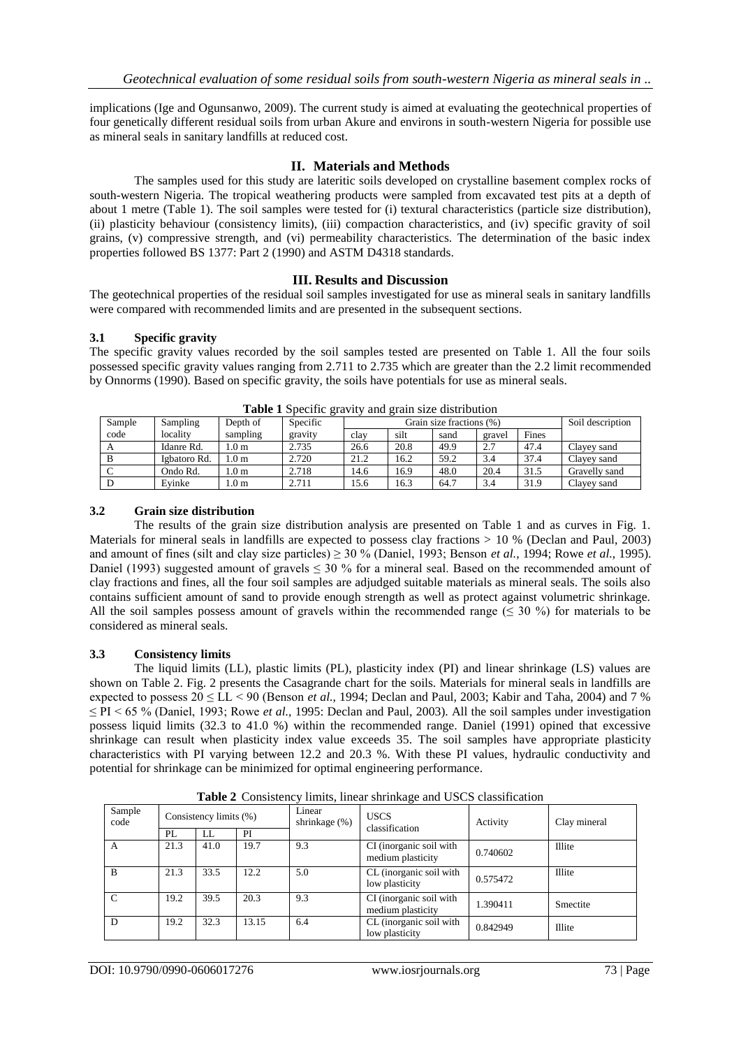implications (Ige and Ogunsanwo, 2009). The current study is aimed at evaluating the geotechnical properties of four genetically different residual soils from urban Akure and environs in south-western Nigeria for possible use as mineral seals in sanitary landfills at reduced cost.

## II. Materials and Methods

The samples used for this study are lateritic soils developed on crystalline basement complex rocks of south-western Nigeria. The tropical weathering products were sampled from excavated test pits at a depth of about 1 metre (Table 1). The soil samples were tested for (i) textural characteristics (particle size distribution), (ii) plasticity behaviour (consistency limits), (iii) compaction characteristics, and (iv) specific gravity of soil grains, (v) compressive strength, and (vi) permeability characteristics. The determination of the basic index properties followed BS 1377: Part 2 (1990) and ASTM D4318 standards.

## III. Results and Discussion

The geotechnical properties of the residual soil samples investigated for use as mineral seals in sanitary landfills were compared with recommended limits and are presented in the subsequent sections.

### 3.1 Specific gravity

The specific gravity values recorded by the soil samples tested are presented on Table 1. All the four soils possessed specific gravity values ranging from 2.711 to 2.735 which are greater than the 2.2 limit recommended by Onnorms (1990). Based on specific gravity, the soils have potentials for use as mineral seals.

**Table 1** Specific gravity and grain size distribution

| Sample code | Sampling locality | Depth of sampling | Specific gravity | Grain size fractions (%) | | | | | Soil description |
|---|---|---|---|---|---|---|---|---|---|
| | | | | clay | silt | sand | gravel | Fines | |
| A | Idanre Rd. | 1.0 m | 2.735 | 26.6 | 20.8 | 49.9 | 2.7 | 47.4 | Clayey sand |
| B | Igbatoro Rd. | 1.0 m | 2.720 | 21.2 | 16.2 | 59.2 | 3.4 | 37.4 | Clayey sand |
| C | Ondo Rd. | 1.0 m | 2.718 | 14.6 | 16.9 | 48.0 | 20.4 | 31.5 | Gravelly sand |
| D | Eyinke | 1.0 m | 2.711 | 15.6 | 16.3 | 64.7 | 3.4 | 31.9 | Clayey sand |

### 3.2 Grain size distribution

The results of the grain size distribution analysis are presented on Table 1 and as curves in Fig. 1. Materials for mineral seals in landfills are expected to possess clay fractions > 10 % (Declan and Paul, 2003) and amount of fines (silt and clay size particles) ≥ 30 % (Daniel, 1993; Benson *et al.,* 1994; Rowe *et al.,* 1995). Daniel (1993) suggested amount of gravels ≤ 30 % for a mineral seal. Based on the recommended amount of clay fractions and fines, all the four soil samples are adjudged suitable materials as mineral seals. The soils also contains sufficient amount of sand to provide enough strength as well as protect against volumetric shrinkage. All the soil samples possess amount of gravels within the recommended range (≤ 30 %) for materials to be considered as mineral seals.

### 3.3 Consistency limits

The liquid limits (LL), plastic limits (PL), plasticity index (PI) and linear shrinkage (LS) values are shown on Table 2. Fig. 2 presents the Casagrande chart for the soils. Materials for mineral seals in landfills are expected to possess 20 ≤ LL < 90 (Benson *et al.,* 1994; Declan and Paul, 2003; Kabir and Taha, 2004) and 7 % ≤ PI < 65 % (Daniel, 1993; Rowe *et al.,* 1995: Declan and Paul, 2003). All the soil samples under investigation possess liquid limits (32.3 to 41.0 %) within the recommended range. Daniel (1991) opined that excessive shrinkage can result when plasticity index value exceeds 35. The soil samples have appropriate plasticity characteristics with PI varying between 12.2 and 20.3 %. With these PI values, hydraulic conductivity and potential for shrinkage can be minimized for optimal engineering performance.

**Table 2** Consistency limits, linear shrinkage and USCS classification

| Sample code | Consistency limits (%) | | | Linear shrinkage (%) | USCS classification | Activity | Clay mineral |
|---|---|---|---|---|---|---|---|
| | PL | LL | PI | | | | |
| A | 21.3 | 41.0 | 19.7 | 9.3 | CI (inorganic soil with medium plasticity | 0.740602 | Illite |
| B | 21.3 | 33.5 | 12.2 | 5.0 | CL (inorganic soil with low plasticity | 0.575472 | Illite |
| C | 19.2 | 39.5 | 20.3 | 9.3 | CI (inorganic soil with medium plasticity | 1.390411 | Smectite |
| D | 19.2 | 32.3 | 13.15 | 6.4 | CL (inorganic soil with low plasticity | 0.842949 | Illite |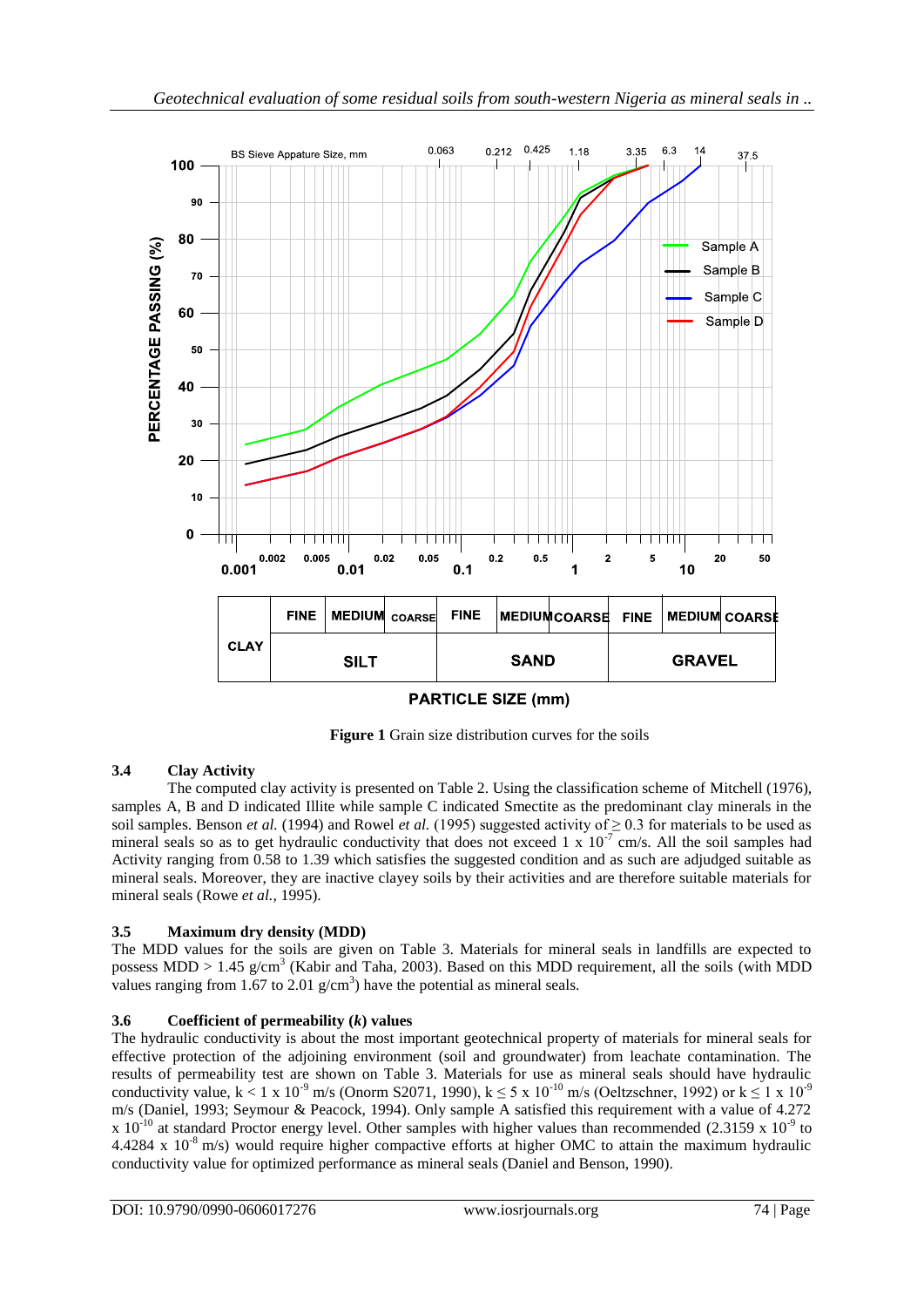**Figure 1** Grain size distribution curves for the soils

### 3.4 Clay Activity

The computed clay activity is presented on Table 2. Using the classification scheme of Mitchell (1976), samples A, B and D indicated Illite while sample C indicated Smectite as the predominant clay minerals in the soil samples. Benson *et al.* (1994) and Rowel *et al.* (1995) suggested activity of ≥ 0.3 for materials to be used as mineral seals so as to get hydraulic conductivity that does not exceed 1 x $10^{-7}$ cm/s. All the soil samples had Activity ranging from 0.58 to 1.39 which satisfies the suggested condition and as such are adjudged suitable as mineral seals. Moreover, they are inactive clayey soils by their activities and are therefore suitable materials for mineral seals (Rowe *et al.,* 1995).

### 3.5 Maximum dry density (MDD)

The MDD values for the soils are given on Table 3. Materials for mineral seals in landfills are expected to possess MDD > 1.45 g/cm$^3$ (Kabir and Taha, 2003). Based on this MDD requirement, all the soils (with MDD values ranging from 1.67 to 2.01 g/cm$^3$) have the potential as mineral seals.

### 3.6 Coefficient of permeability (*k*) values

The hydraulic conductivity is about the most important geotechnical property of materials for mineral seals for effective protection of the adjoining environment (soil and groundwater) from leachate contamination. The results of permeability test are shown on Table 3. Materials for use as mineral seals should have hydraulic conductivity value, $k < 1 \times 10^{-9}$ m/s (Onorm S2071, 1990), $k \leq 5 \times 10^{-10}$ m/s (Oeltzschner, 1992) or $k \leq 1 \times 10^{-9}$ m/s (Daniel, 1993; Seymour & Peacock, 1994). Only sample A satisfied this requirement with a value of 4.272 x $10^{-10}$ at standard Proctor energy level. Other samples with higher values than recommended (2.3159 x $10^{-9}$ to 4.4284 x $10^{-8}$ m/s) would require higher compactive efforts at higher OMC to attain the maximum hydraulic conductivity value for optimized performance as mineral seals (Daniel and Benson, 1990).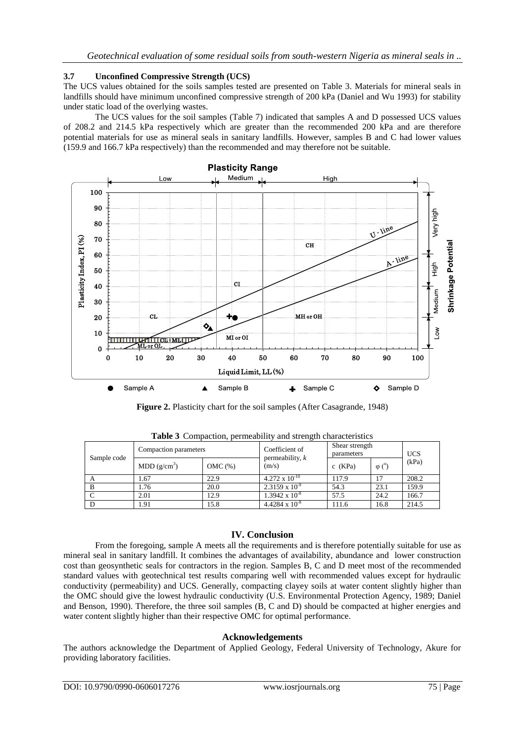### 3.7 Unconfined Compressive Strength (UCS)

The UCS values obtained for the soils samples tested are presented on Table 3. Materials for mineral seals in landfills should have minimum unconfined compressive strength of 200 kPa (Daniel and Wu 1993) for stability under static load of the overlying wastes.

The UCS values for the soil samples (Table 7) indicated that samples A and D possessed UCS values of 208.2 and 214.5 kPa respectively which are greater than the recommended 200 kPa and are therefore potential materials for use as mineral seals in sanitary landfills. However, samples B and C had lower values (159.9 and 166.7 kPa respectively) than the recommended and may therefore not be suitable.

**Figure 2.** Plasticity chart for the soil samples (After Casagrande, 1948)

**Table 3** Compaction, permeability and strength characteristics

| Sample code | Compaction parameters | | Coefficient of permeability, $k$ (m/s) | Shear strength parameters | | UCS (kPa) |
|---|---|---|---|---|---|---|
| | MDD (g/cm$^3$) | OMC (%) | | c (KPa) | $\varphi$ ($^o$) | |
| A | 1.67 | 22.9 | $4.272 \times 10^{-10}$ | 117.9 | 17 | 208.2 |
| B | 1.76 | 20.0 | $2.3159 \times 10^{-9}$ | 54.3 | 23.1 | 159.9 |
| C | 2.01 | 12.9 | $1.3942 \times 10^{-8}$ | 57.5 | 24.2 | 166.7 |
| D | 1.91 | 15.8 | $4.4284 \times 10^{-8}$ | 111.6 | 16.8 | 214.5 |

## IV. Conclusion

From the foregoing, sample A meets all the requirements and is therefore potentially suitable for use as mineral seal in sanitary landfill. It combines the advantages of availability, abundance and lower construction cost than geosynthetic seals for contractors in the region. Samples B, C and D meet most of the recommended standard values with geotechnical test results comparing well with recommended values except for hydraulic conductivity (permeability) and UCS. Generally, compacting clayey soils at water content slightly higher than the OMC should give the lowest hydraulic conductivity (U.S. Environmental Protection Agency, 1989; Daniel and Benson, 1990). Therefore, the three soil samples (B, C and D) should be compacted at higher energies and water content slightly higher than their respective OMC for optimal performance.

## Acknowledgements

The authors acknowledge the Department of Applied Geology, Federal University of Technology, Akure for providing laboratory facilities.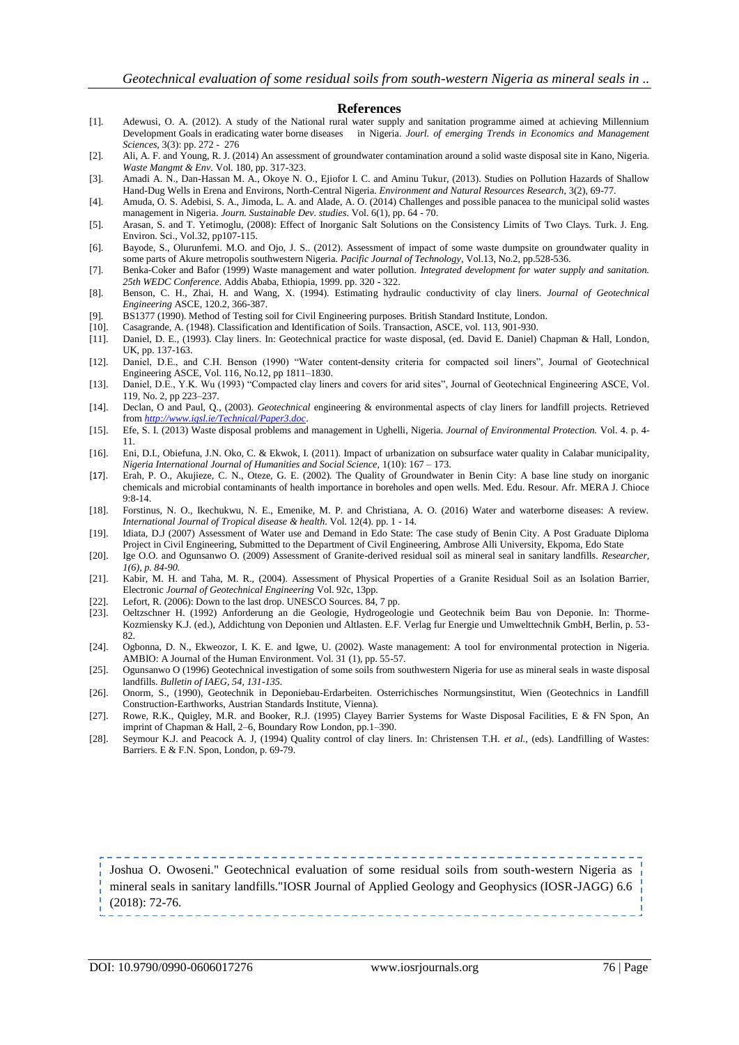## References

[1]. Adewusi, O. A. (2012). A study of the National rural water supply and sanitation programme aimed at achieving Millennium Development Goals in eradicating water borne diseases in Nigeria. *Jourl. of emerging Trends in Economics and Management Sciences*, 3(3): pp. 272 - 276

[2]. Ali, A. F. and Young, R. J. (2014) An assessment of groundwater contamination around a solid waste disposal site in Kano, Nigeria. *Waste Mangmt & Env*. Vol. 180, pp. 317-323.

[3]. Amadi A. N., Dan-Hassan M. A., Okoye N. O., Ejiofor I. C. and Aminu Tukur, (2013). Studies on Pollution Hazards of Shallow Hand-Dug Wells in Erena and Environs, North-Central Nigeria. *Environment and Natural Resources Research*, 3(2), 69-77.

[4]. Amuda, O. S. Adebisi, S. A., Jimoda, L. A. and Alade, A. O. (2014) Challenges and possible panacea to the municipal solid wastes management in Nigeria. *Journ. Sustainable Dev. studies*. Vol. 6(1), pp. 64 - 70.

[5]. Arasan, S. and T. Yetimoglu, (2008): Effect of Inorganic Salt Solutions on the Consistency Limits of Two Clays. Turk. J. Eng. Environ. Sci., Vol.32, pp107-115.

[6]. Bayode, S., Olurunfemi. M.O. and Ojo, J. S.. (2012). Assessment of impact of some waste dumpsite on groundwater quality in some parts of Akure metropolis southwestern Nigeria. *Pacific Journal of Technology*, Vol.13, No.2, pp.528-536.

[7]. Benka-Coker and Bafor (1999) Waste management and water pollution. *Integrated development for water supply and sanitation. 25th WEDC Conference*. Addis Ababa, Ethiopia, 1999. pp. 320 - 322.

[8]. Benson, C. H., Zhai, H. and Wang, X. (1994). Estimating hydraulic conductivity of clay liners. *Journal of Geotechnical Engineering* ASCE, 120.2, 366-387.

[9]. BS1377 (1990). Method of Testing soil for Civil Engineering purposes. British Standard Institute, London.

[10]. Casagrande, A. (1948). Classification and Identification of Soils. Transaction, ASCE, vol. 113, 901-930.

[11]. Daniel, D. E., (1993). Clay liners. In: Geotechnical practice for waste disposal, (ed. David E. Daniel) Chapman & Hall, London, UK, pp. 137-163.

[12]. Daniel, D.E., and C.H. Benson (1990) "Water content-density criteria for compacted soil liners", Journal of Geotechnical Engineering ASCE, Vol. 116, No.12, pp 1811–1830.

[13]. Daniel, D.E., Y.K. Wu (1993) "Compacted clay liners and covers for arid sites", Journal of Geotechnical Engineering ASCE, Vol. 119, No. 2, pp 223–237.

[14]. Declan, O and Paul, Q., (2003). *Geotechnical* engineering & environmental aspects of clay liners for landfill projects. Retrieved from *http://www.igsl.ie/Technical/Paper3.doc*.

[15]. Efe, S. I. (2013) Waste disposal problems and management in Ughelli, Nigeria. *Journal of Environmental Protection*. Vol. 4. p. 4-11.

[16]. Eni, D.I., Obiefuna, J.N. Oko, C. & Ekwok, I. (2011). Impact of urbanization on subsurface water quality in Calabar municipality, *Nigeria International Journal of Humanities and Social Science*, 1(10): 167 – 173.

[17]. Erah, P. O., Akujieze, C. N., Oteze, G. E. (2002). The Quality of Groundwater in Benin City: A base line study on inorganic chemicals and microbial contaminants of health importance in boreholes and open wells. Med. Edu. Resour. Afr. MERA J. Chioce 9:8-14.

[18]. Forstinus, N. O., Ikechukwu, N. E., Emenike, M. P. and Christiana, A. O. (2016) Water and waterborne diseases: A review. *International Journal of Tropical disease & health*. Vol. 12(4). pp. 1 - 14.

[19]. Idiata, D.J (2007) Assessment of Water use and Demand in Edo State: The case study of Benin City. A Post Graduate Diploma Project in Civil Engineering, Submitted to the Department of Civil Engineering, Ambrose Alli University, Ekpoma, Edo State

[20]. Ige O.O. and Ogunsanwo O. (2009) Assessment of Granite-derived residual soil as mineral seal in sanitary landfills. *Researcher, 1(6), p. 84-90.*

[21]. Kabir, M. H. and Taha, M. R., (2004). Assessment of Physical Properties of a Granite Residual Soil as an Isolation Barrier, Electronic *Journal of Geotechnical Engineering* Vol. 92c, 13pp.

[22]. Lefort, R. (2006): Down to the last drop. UNESCO Sources. 84, 7 pp.

[23]. Oeltzschner H. (1992) Anforderung an die Geologie, Hydrogeologie und Geotechnik beim Bau von Deponie. In: Thorme-Kozmiensky K.J. (ed.), Addichtung von Deponien und Altlasten. E.F. Verlag fur Energie und Umwelttechnik GmbH, Berlin, p. 53-82.

[24]. Ogbonna, D. N., Ekweozor, I. K. E. and Igwe, U. (2002). Waste management: A tool for environmental protection in Nigeria. AMBIO: A Journal of the Human Environment. Vol. 31 (1), pp. 55-57.

[25]. Ogunsanwo O (1996) Geotechnical investigation of some soils from southwestern Nigeria for use as mineral seals in waste disposal landfills. *Bulletin of IAEG, 54, 131-135.*

[26]. Onorm, S., (1990), Geotechnik in Deponiebau-Erdarbeiten. Osterrichisches Normungsinstitut, Wien (Geotechnics in Landfill Construction-Earthworks, Austrian Standards Institute, Vienna).

[27]. Rowe, R.K., Quigley, M.R. and Booker, R.J. (1995) Clayey Barrier Systems for Waste Disposal Facilities, E & FN Spon, An imprint of Chapman & Hall, 2–6, Boundary Row London, pp.1–390.

[28]. Seymour K.J. and Peacock A. J, (1994) Quality control of clay liners. In: Christensen T.H. *et al.*, (eds). Landfilling of Wastes: Barriers. E & F.N. Spon, London, p. 69-79.

Joshua O. Owoseni." Geotechnical evaluation of some residual soils from south-western Nigeria as mineral seals in sanitary landfills."IOSR Journal of Applied Geology and Geophysics (IOSR-JAGG) 6.6 (2018): 72-76.